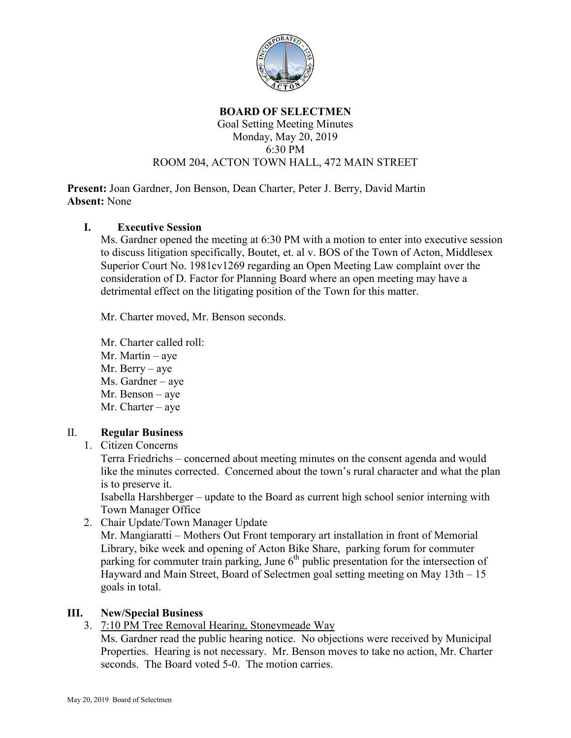# BOARD OF SELECTMEN

Goal Setting Meeting Minutes
Monday, May 20, 2019
6:30 PM
ROOM 204, ACTON TOWN HALL, 472 MAIN STREET

**Present:** Joan Gardner, Jon Benson, Dean Charter, Peter J. Berry, David Martin
**Absent:** None

## I. Executive Session

Ms. Gardner opened the meeting at 6:30 PM with a motion to enter into executive session to discuss litigation specifically, Boutet, et. al v. BOS of the Town of Acton, Middlesex Superior Court No. 1981cv1269 regarding an Open Meeting Law complaint over the consideration of D. Factor for Planning Board where an open meeting may have a detrimental effect on the litigating position of the Town for this matter.

Mr. Charter moved, Mr. Benson seconds.

Mr. Charter called roll:
Mr. Martin – aye
Mr. Berry – aye
Ms. Gardner – aye
Mr. Benson – aye
Mr. Charter – aye

## II. Regular Business

1. Citizen Concerns
   Terra Friedrichs – concerned about meeting minutes on the consent agenda and would like the minutes corrected. Concerned about the town's rural character and what the plan is to preserve it.
   Isabella Harshberger – update to the Board as current high school senior interning with Town Manager Office
2. Chair Update/Town Manager Update
   Mr. Mangiaratti – Mothers Out Front temporary art installation in front of Memorial Library, bike week and opening of Acton Bike Share, parking forum for commuter parking for commuter train parking, June 6th public presentation for the intersection of Hayward and Main Street, Board of Selectmen goal setting meeting on May 13th – 15 goals in total.

## III. New/Special Business

3. <u>7:10 PM Tree Removal Hearing, Stoneymeade Way</u>
   Ms. Gardner read the public hearing notice. No objections were received by Municipal Properties. Hearing is not necessary. Mr. Benson moves to take no action, Mr. Charter seconds. The Board voted 5-0. The motion carries.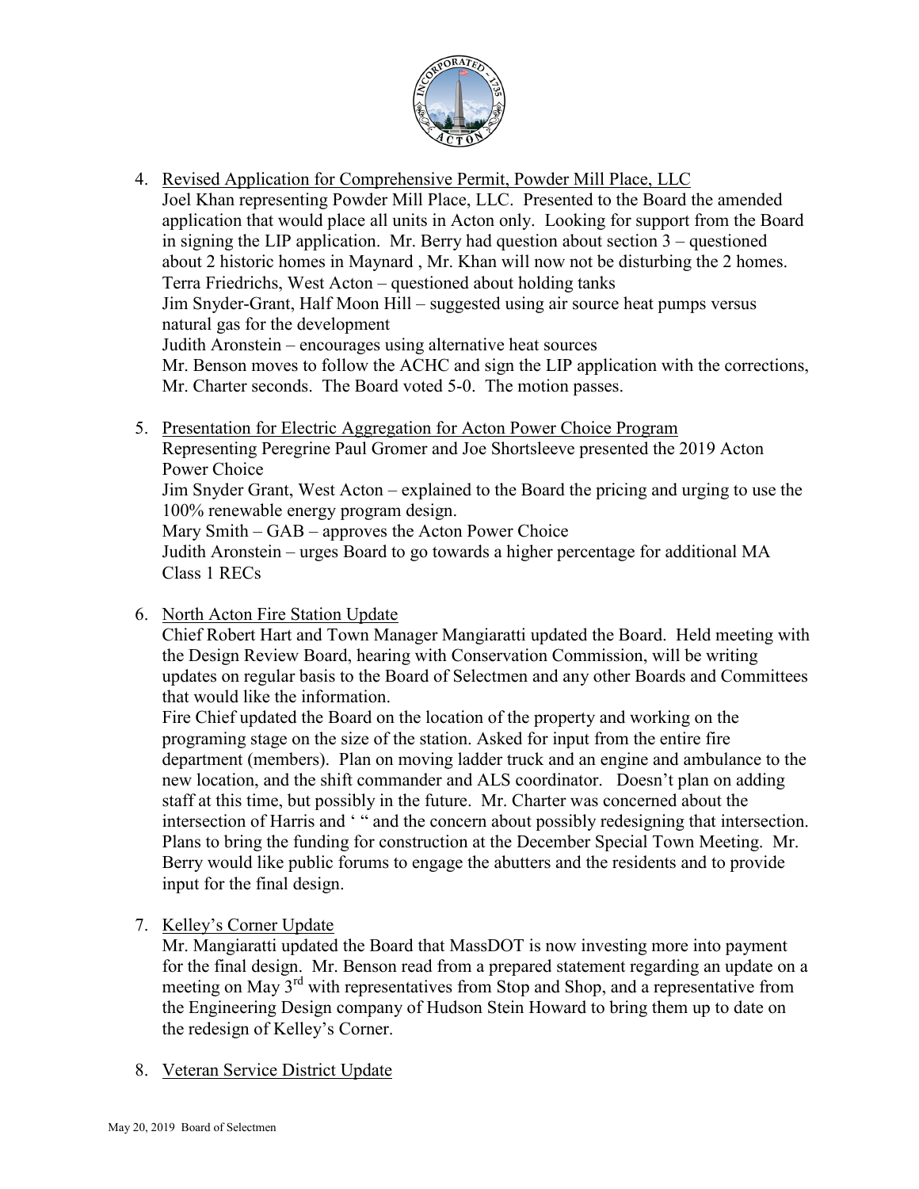4. <u>Revised Application for Comprehensive Permit, Powder Mill Place, LLC</u>
   Joel Khan representing Powder Mill Place, LLC. Presented to the Board the amended application that would place all units in Acton only. Looking for support from the Board in signing the LIP application. Mr. Berry had question about section 3 – questioned about 2 historic homes in Maynard , Mr. Khan will now not be disturbing the 2 homes.
   Terra Friedrichs, West Acton – questioned about holding tanks
   Jim Snyder-Grant, Half Moon Hill – suggested using air source heat pumps versus natural gas for the development
   Judith Aronstein – encourages using alternative heat sources
   Mr. Benson moves to follow the ACHC and sign the LIP application with the corrections, Mr. Charter seconds. The Board voted 5-0. The motion passes.

5. <u>Presentation for Electric Aggregation for Acton Power Choice Program</u>
   Representing Peregrine Paul Gromer and Joe Shortsleeve presented the 2019 Acton Power Choice
   Jim Snyder Grant, West Acton – explained to the Board the pricing and urging to use the 100% renewable energy program design.
   Mary Smith – GAB – approves the Acton Power Choice
   Judith Aronstein – urges Board to go towards a higher percentage for additional MA Class 1 RECs

6. <u>North Acton Fire Station Update</u>
   Chief Robert Hart and Town Manager Mangiaratti updated the Board. Held meeting with the Design Review Board, hearing with Conservation Commission, will be writing updates on regular basis to the Board of Selectmen and any other Boards and Committees that would like the information.
   Fire Chief updated the Board on the location of the property and working on the programing stage on the size of the station. Asked for input from the entire fire department (members). Plan on moving ladder truck and an engine and ambulance to the new location, and the shift commander and ALS coordinator. Doesn't plan on adding staff at this time, but possibly in the future. Mr. Charter was concerned about the intersection of Harris and ' " and the concern about possibly redesigning that intersection. Plans to bring the funding for construction at the December Special Town Meeting. Mr. Berry would like public forums to engage the abutters and the residents and to provide input for the final design.

7. <u>Kelley's Corner Update</u>
   Mr. Mangiaratti updated the Board that MassDOT is now investing more into payment for the final design. Mr. Benson read from a prepared statement regarding an update on a meeting on May 3rd with representatives from Stop and Shop, and a representative from the Engineering Design company of Hudson Stein Howard to bring them up to date on the redesign of Kelley's Corner.

8. <u>Veteran Service District Update</u>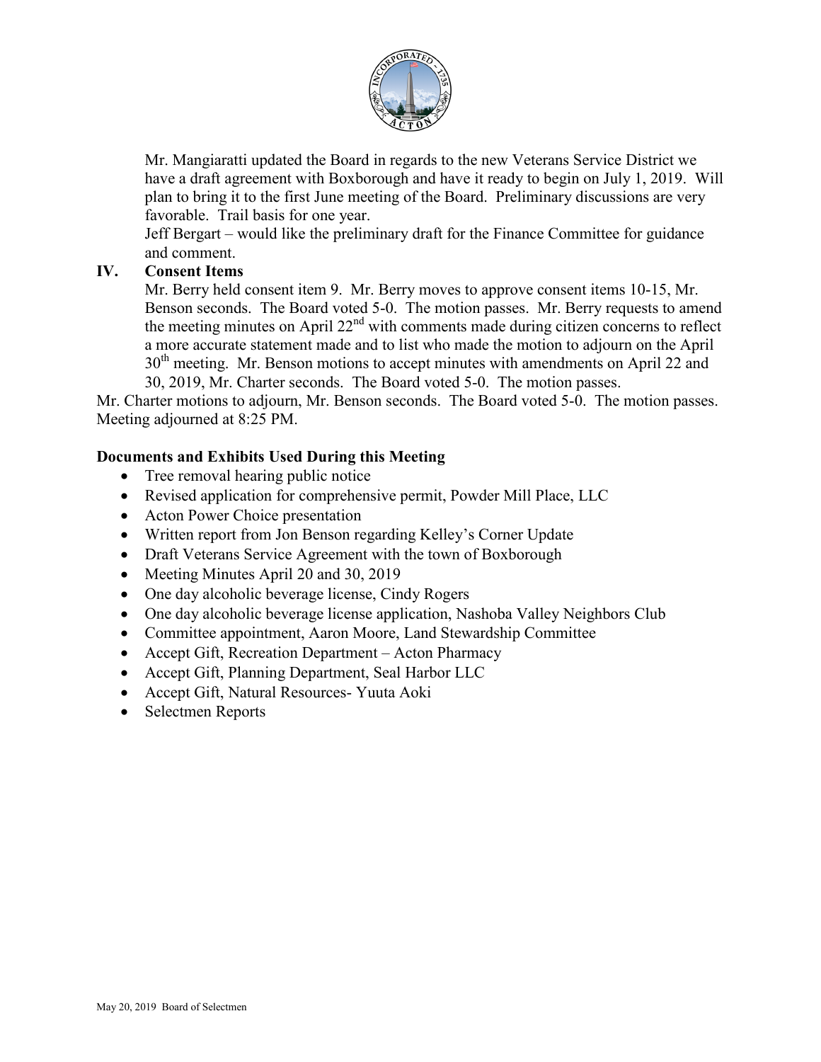Mr. Mangiaratti updated the Board in regards to the new Veterans Service District we have a draft agreement with Boxborough and have it ready to begin on July 1, 2019. Will plan to bring it to the first June meeting of the Board. Preliminary discussions are very favorable. Trail basis for one year.

Jeff Bergart – would like the preliminary draft for the Finance Committee for guidance and comment.

## IV. Consent Items

Mr. Berry held consent item 9. Mr. Berry moves to approve consent items 10-15, Mr. Benson seconds. The Board voted 5-0. The motion passes. Mr. Berry requests to amend the meeting minutes on April 22nd with comments made during citizen concerns to reflect a more accurate statement made and to list who made the motion to adjourn on the April 30th meeting. Mr. Benson motions to accept minutes with amendments on April 22 and 30, 2019, Mr. Charter seconds. The Board voted 5-0. The motion passes.

Mr. Charter motions to adjourn, Mr. Benson seconds. The Board voted 5-0. The motion passes. Meeting adjourned at 8:25 PM.

**Documents and Exhibits Used During this Meeting**

- Tree removal hearing public notice
- Revised application for comprehensive permit, Powder Mill Place, LLC
- Acton Power Choice presentation
- Written report from Jon Benson regarding Kelley's Corner Update
- Draft Veterans Service Agreement with the town of Boxborough
- Meeting Minutes April 20 and 30, 2019
- One day alcoholic beverage license, Cindy Rogers
- One day alcoholic beverage license application, Nashoba Valley Neighbors Club
- Committee appointment, Aaron Moore, Land Stewardship Committee
- Accept Gift, Recreation Department – Acton Pharmacy
- Accept Gift, Planning Department, Seal Harbor LLC
- Accept Gift, Natural Resources- Yuuta Aoki
- Selectmen Reports